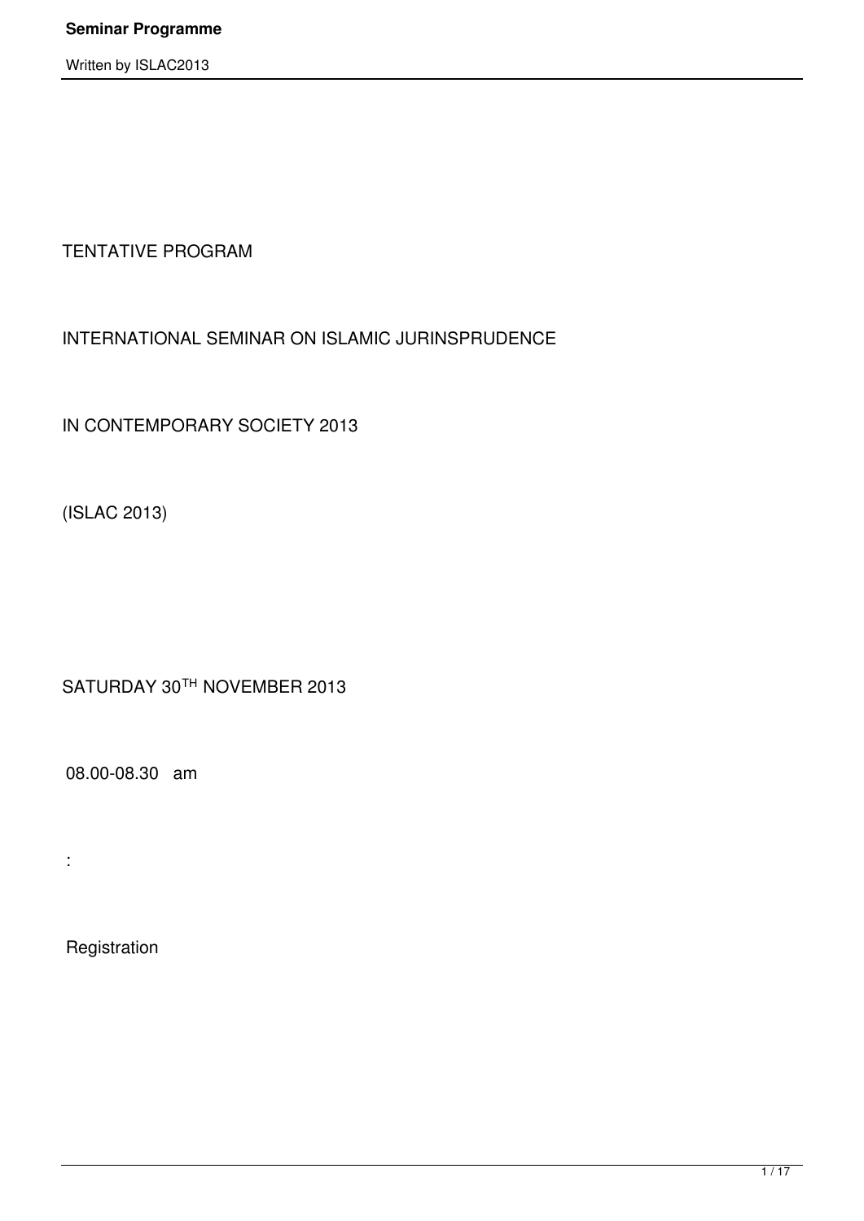TENTATIVE PROGRAM

INTERNATIONAL SEMINAR ON ISLAMIC JURINSPRUDENCE

IN CONTEMPORARY SOCIETY 2013

(ISLAC 2013)

SATURDAY 30TH NOVEMBER 2013

08.00-08.30 am

:

Registration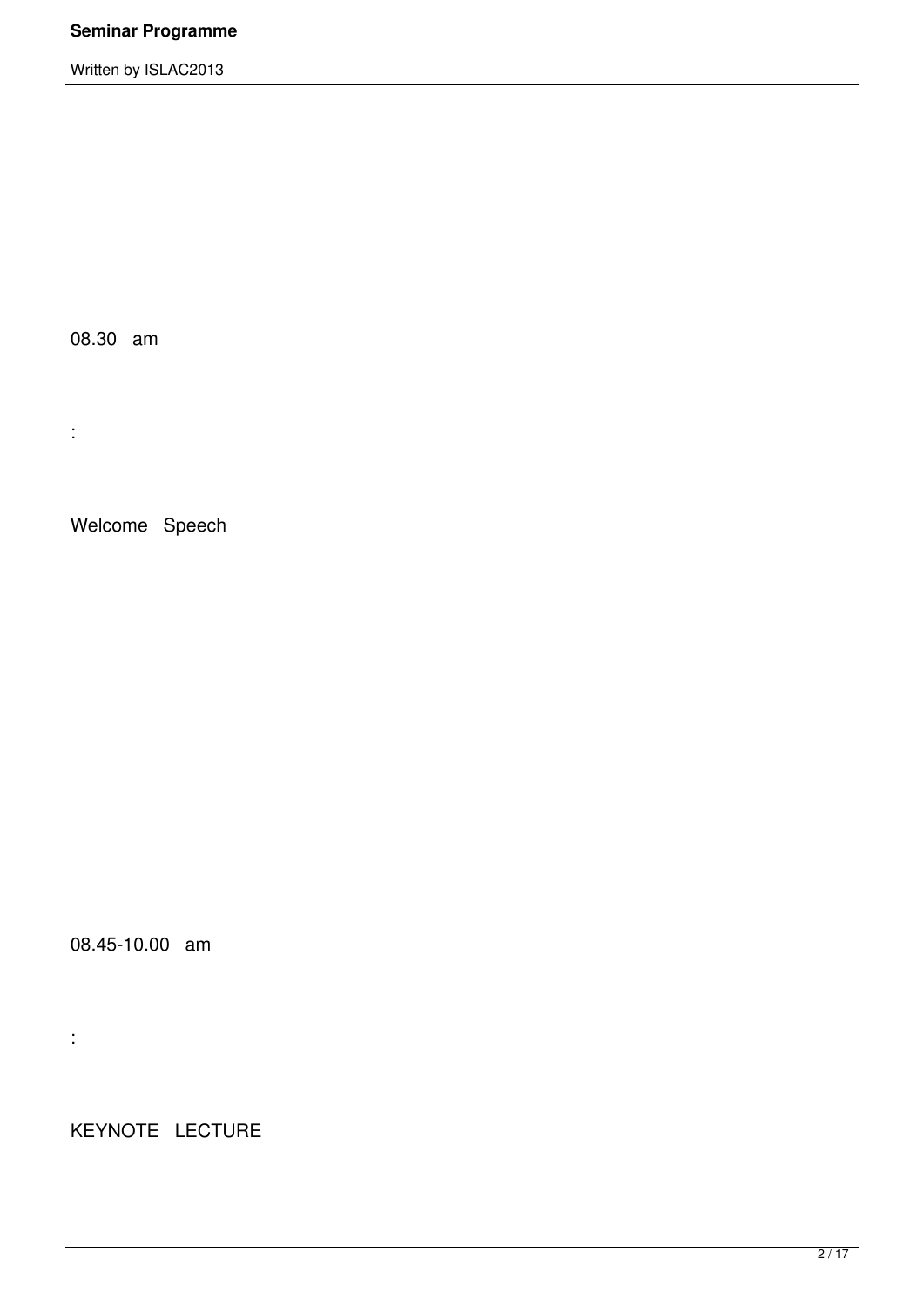08.30 am

:

Welcome Speech

08.45-10.00 am

:

KEYNOTE LECTURE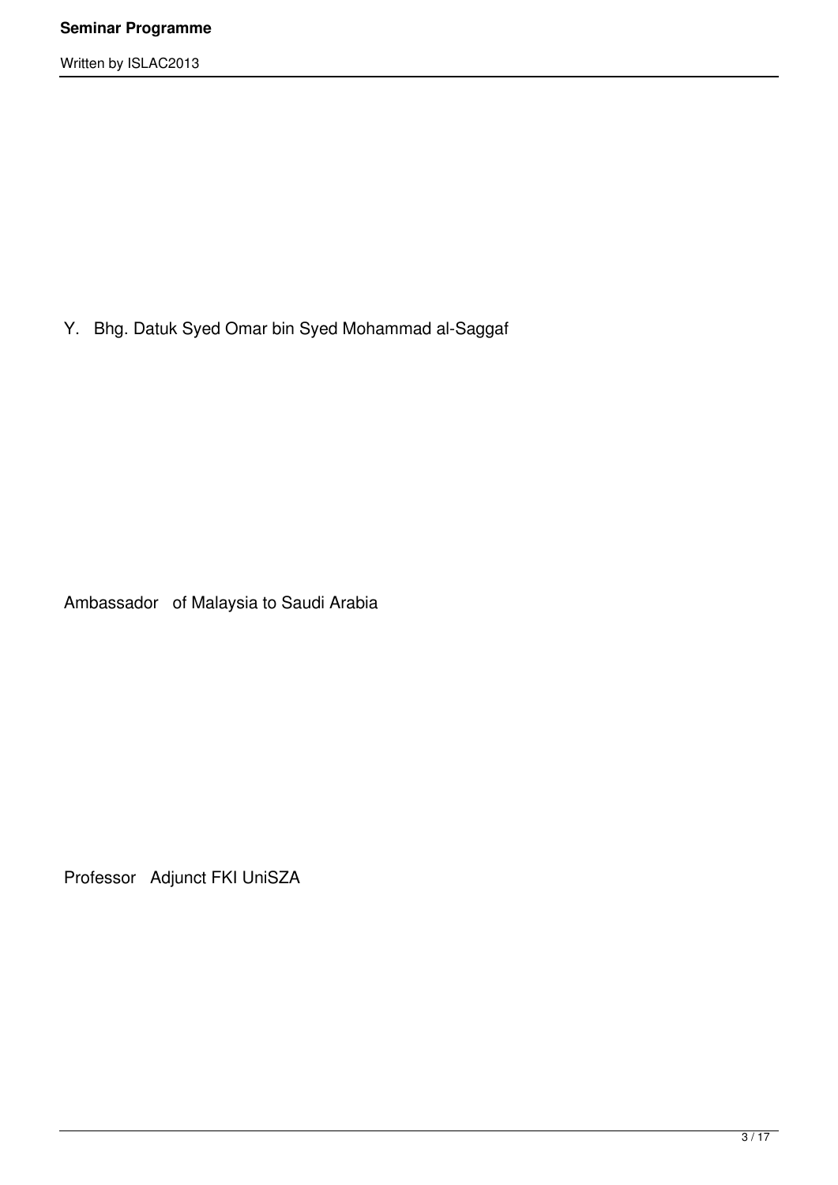Y. Bhg. Datuk Syed Omar bin Syed Mohammad al-Saggaf

Ambassador of Malaysia to Saudi Arabia

Professor Adjunct FKI UniSZA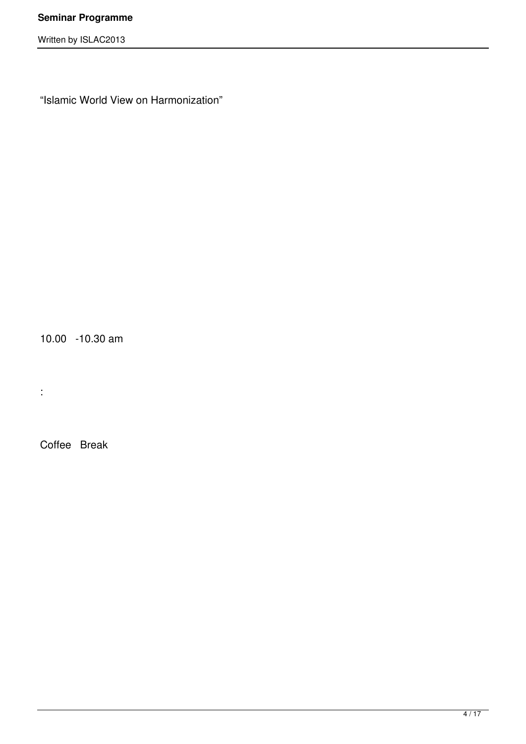"Islamic World View on Harmonization"

10.00 -10.30 am

:

Coffee Break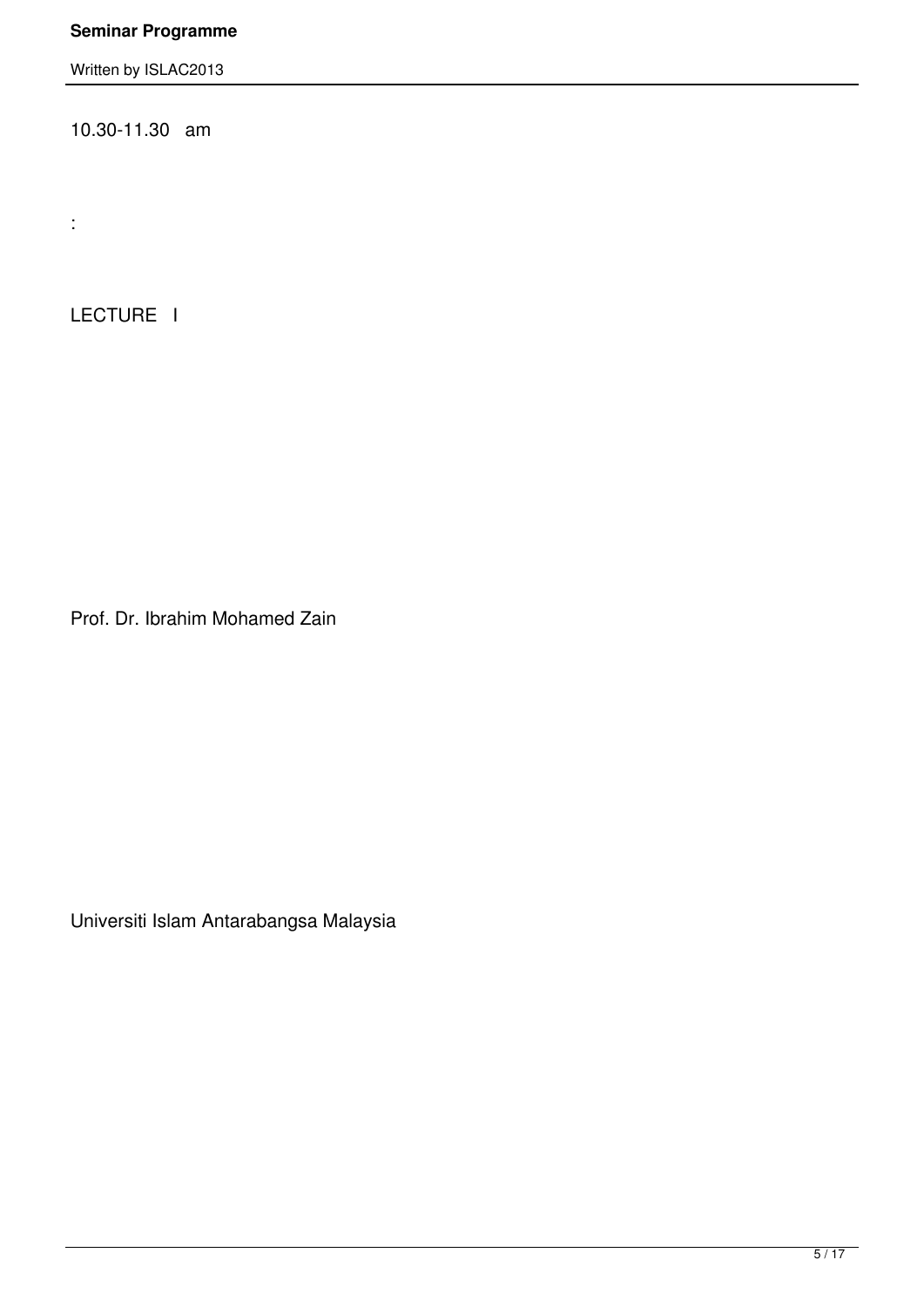10.30-11.30   am

:

LECTURE   I

Prof. Dr. Ibrahim Mohamed Zain

Universiti Islam Antarabangsa Malaysia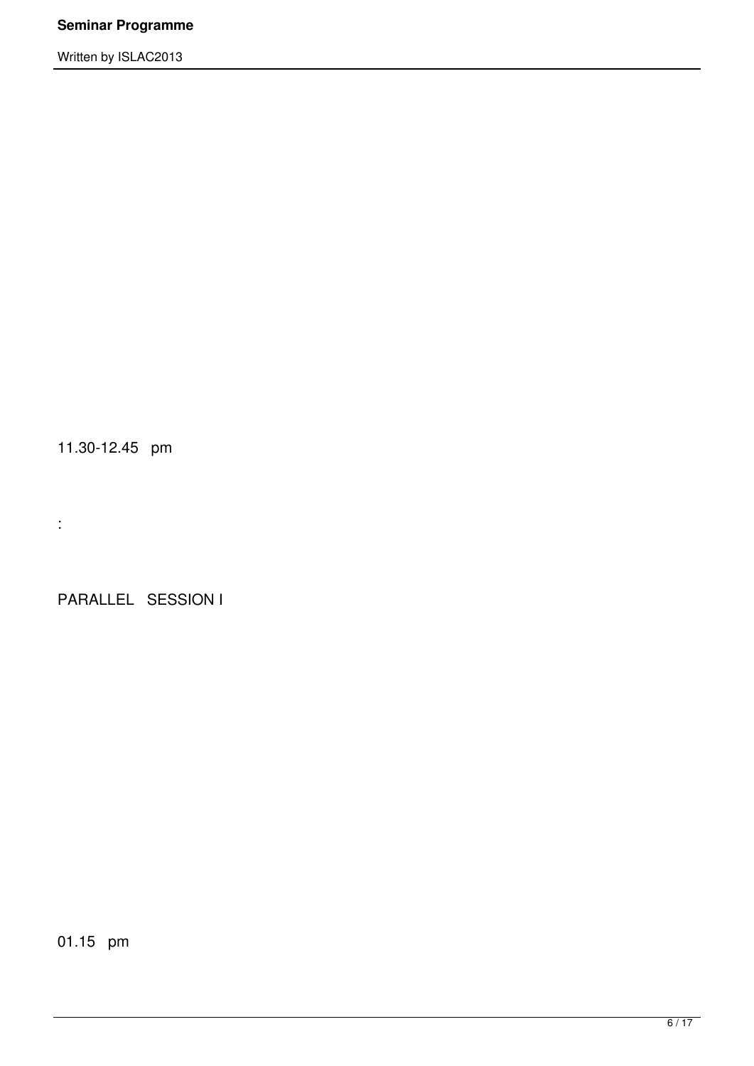11.30-12.45 pm

:

PARALLEL SESSION I

01.15 pm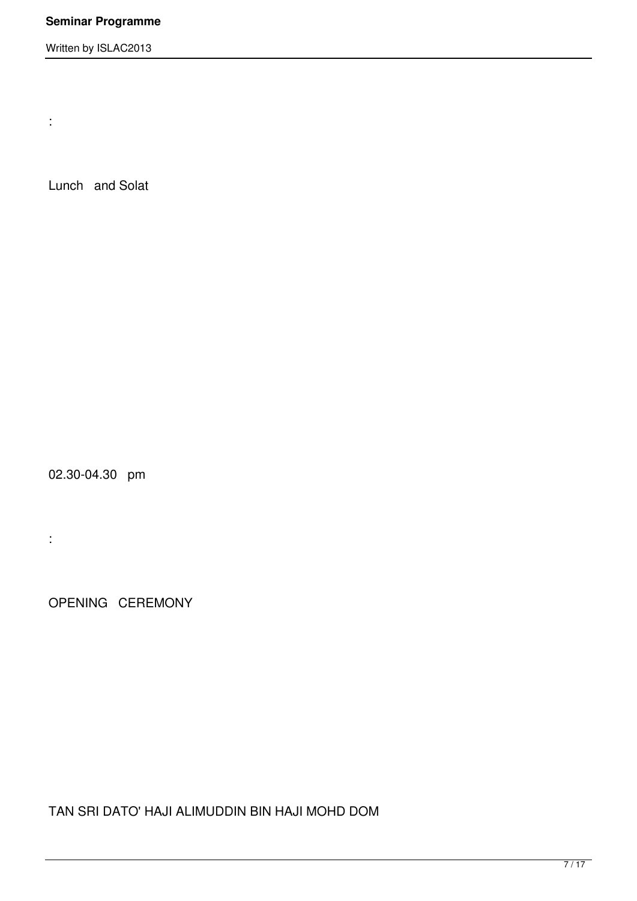:

Lunch and Solat

02.30-04.30 pm

:

OPENING CEREMONY

TAN SRI DATO' HAJI ALIMUDDIN BIN HAJI MOHD DOM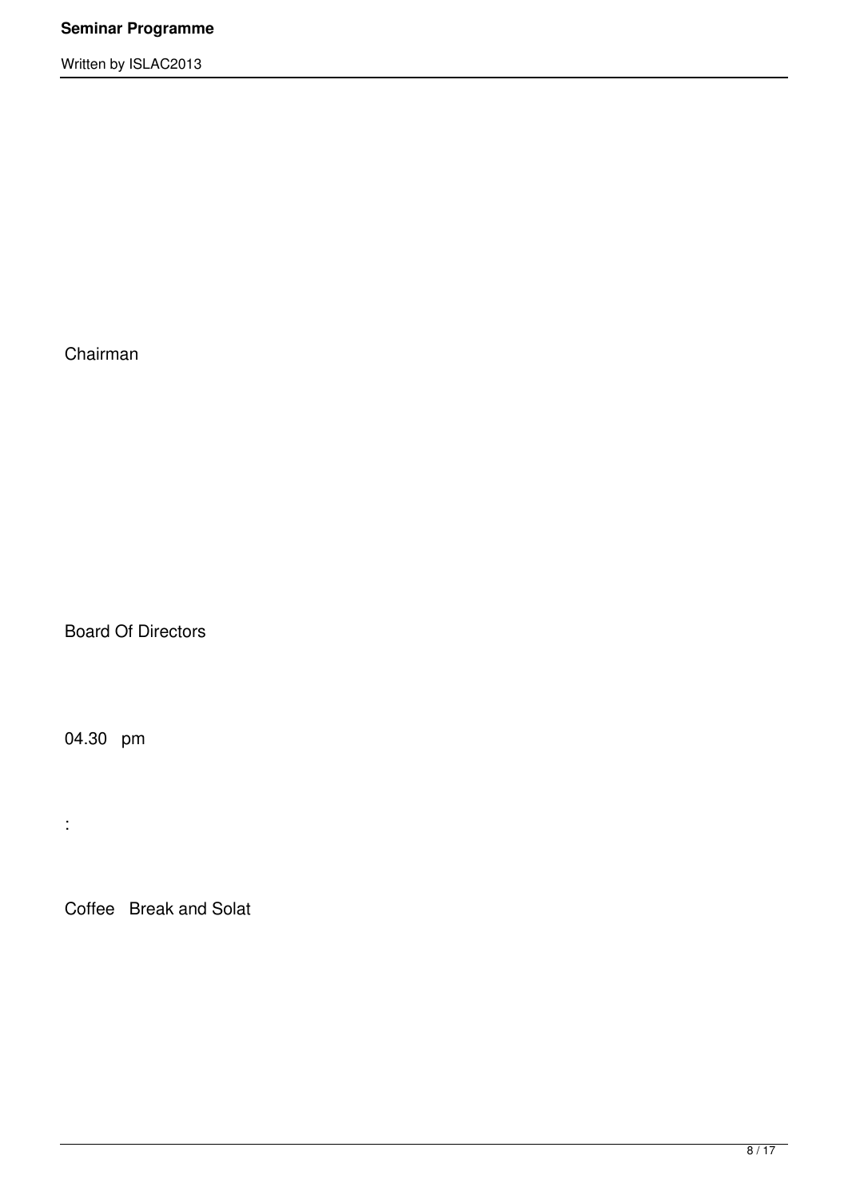Chairman

Board Of Directors

04.30 pm

:

Coffee Break and Solat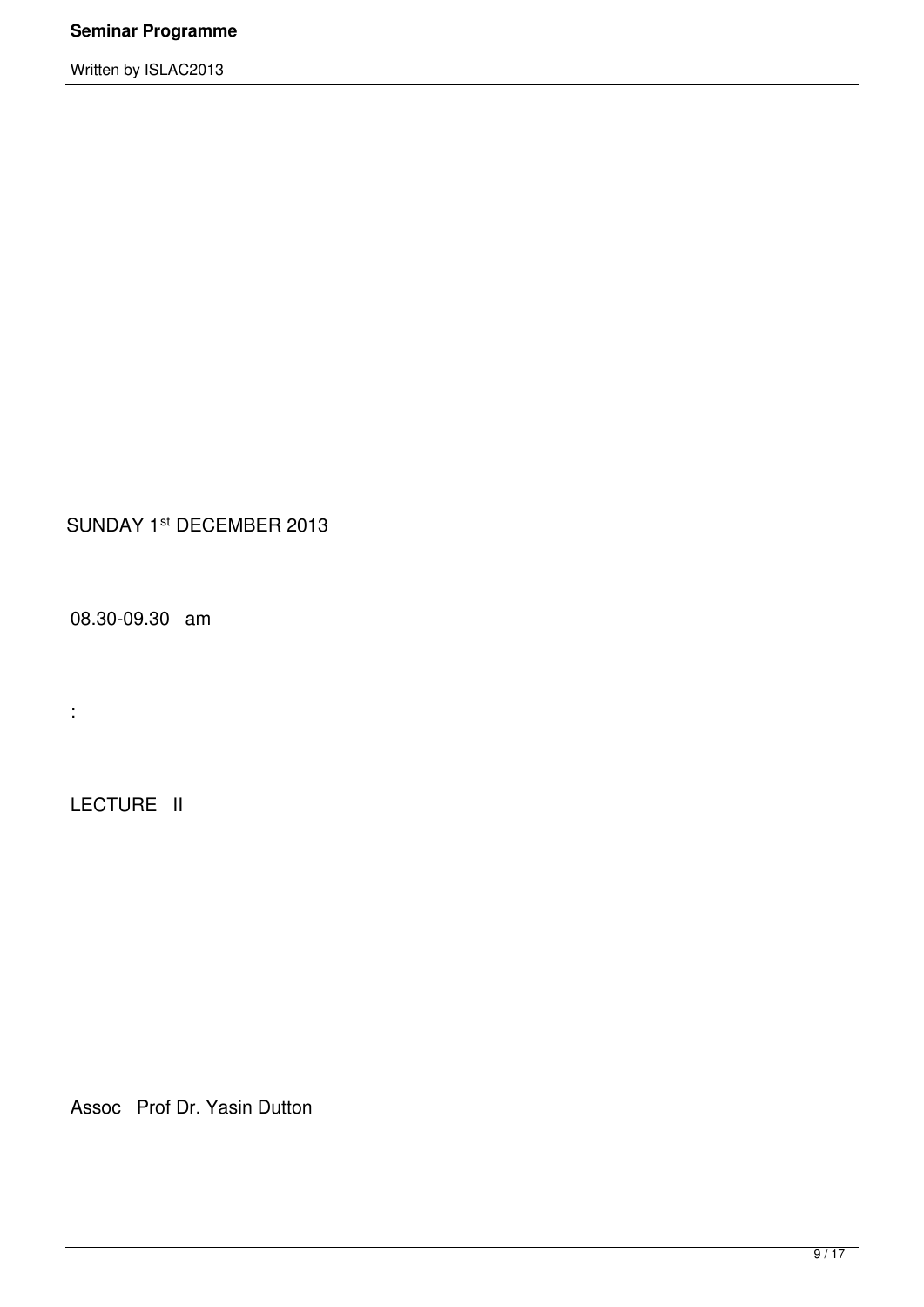SUNDAY 1st DECEMBER 2013

08.30-09.30 am

:

LECTURE II

Assoc Prof Dr. Yasin Dutton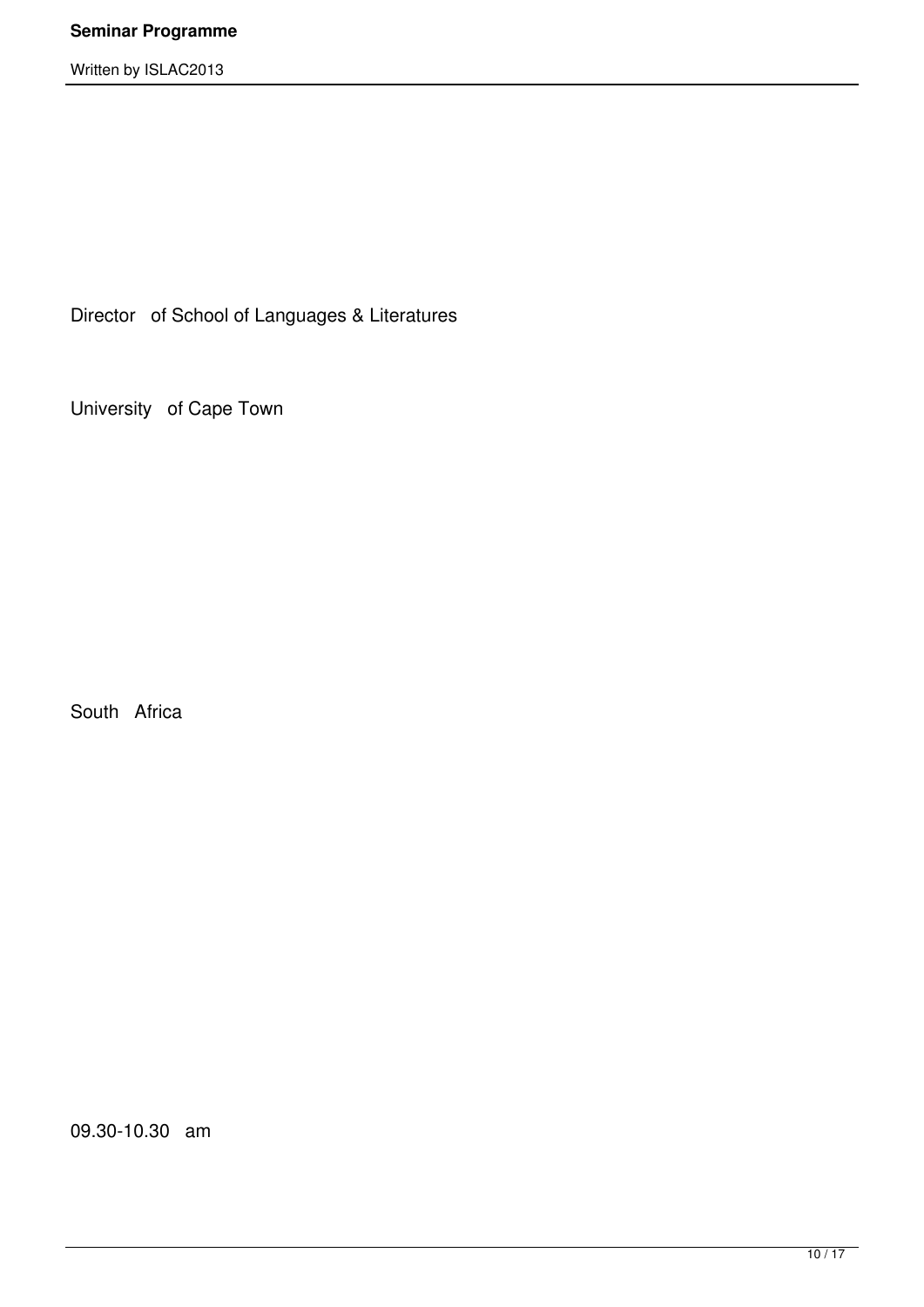Director of School of Languages & Literatures

University of Cape Town

South Africa

09.30-10.30 am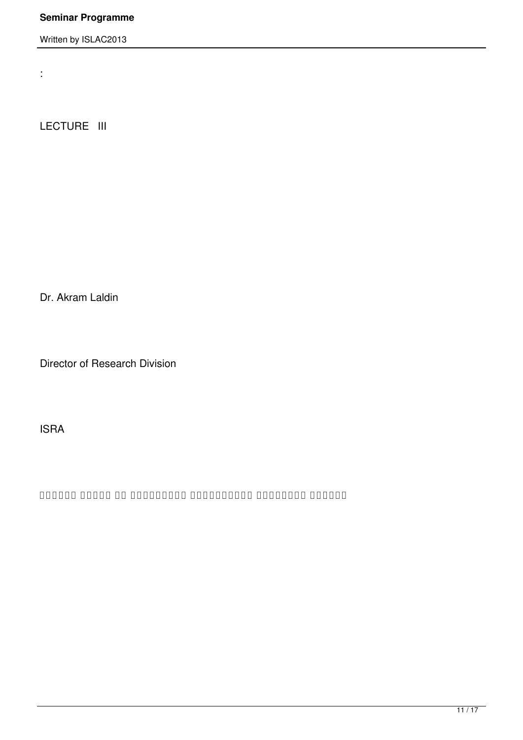:

LECTURE III

Dr. Akram Laldin

Director of Research Division

ISRA

□□□□□□ □□□□□ □□ □□□□□□□□□□ □□□□□□□□□□□ □□□□□□□□□ □□□□□□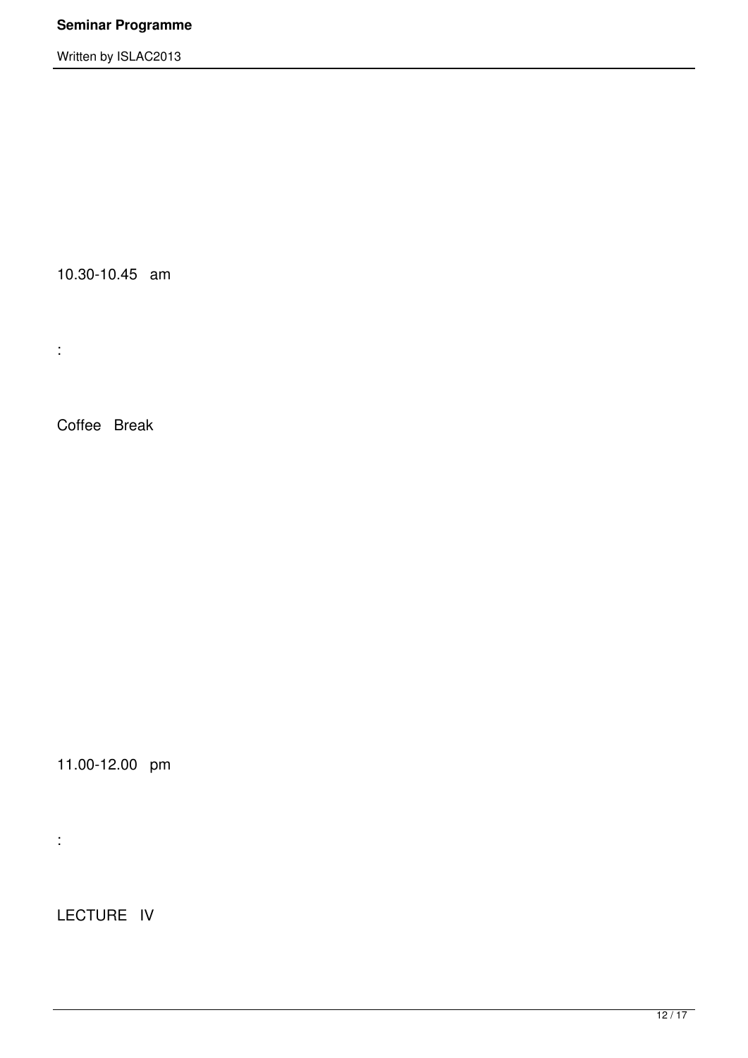10.30-10.45 am

:

Coffee Break

11.00-12.00 pm

:

LECTURE IV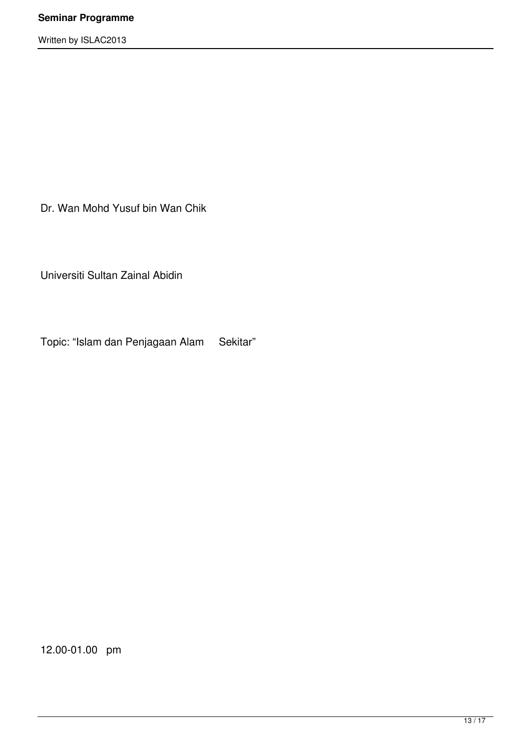Dr. Wan Mohd Yusuf bin Wan Chik

Universiti Sultan Zainal Abidin

Topic: “Islam dan Penjagaan Alam Sekitar”

12.00-01.00 pm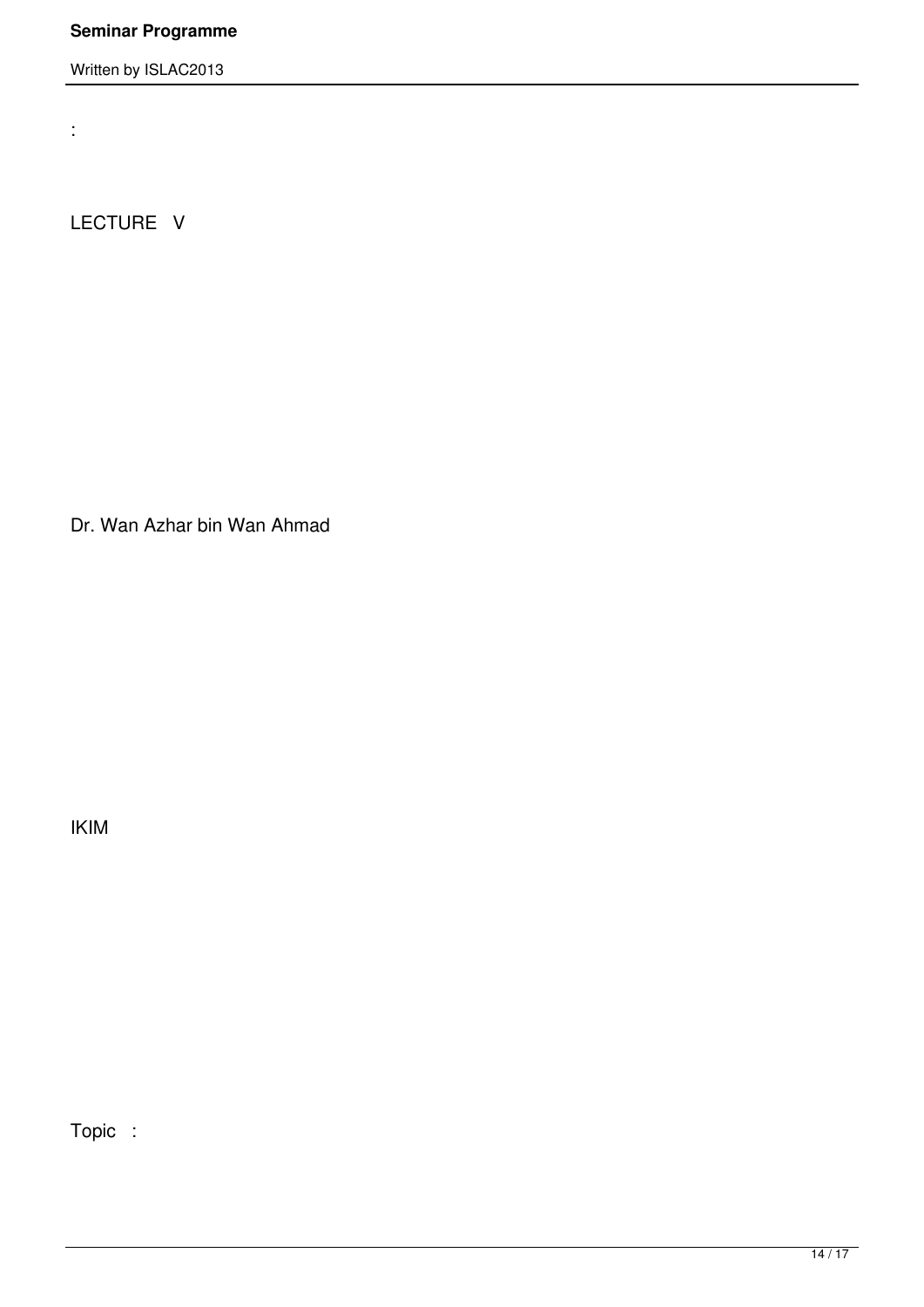:

LECTURE V

Dr. Wan Azhar bin Wan Ahmad

IKIM

Topic :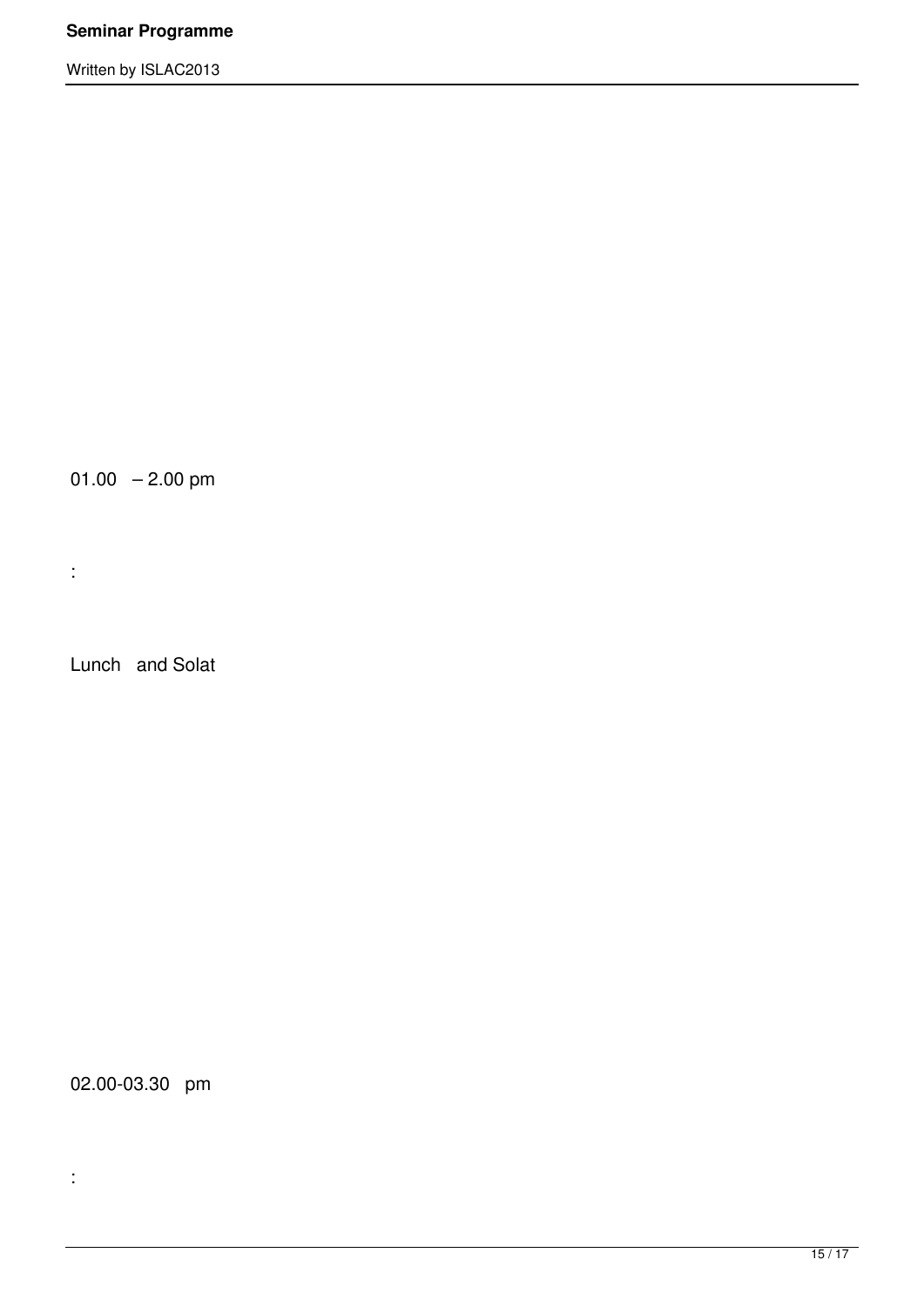01.00 – 2.00 pm

:

Lunch and Solat

02.00-03.30 pm

: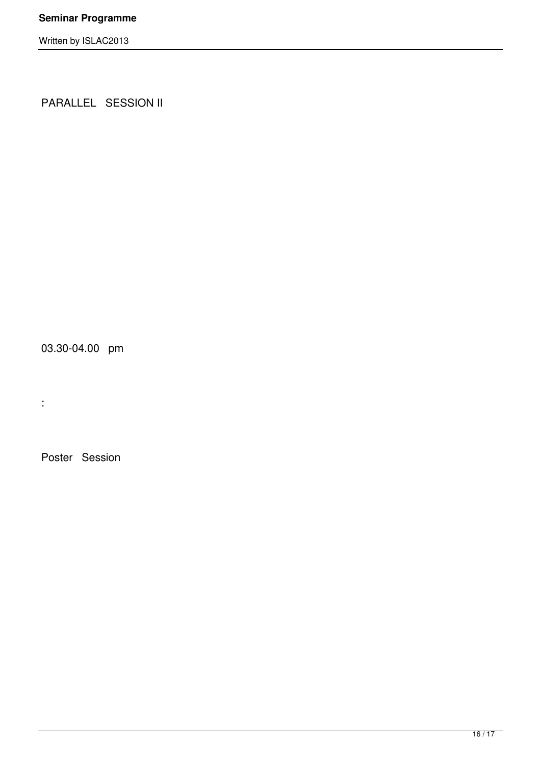PARALLEL SESSION II

03.30-04.00 pm

:

Poster Session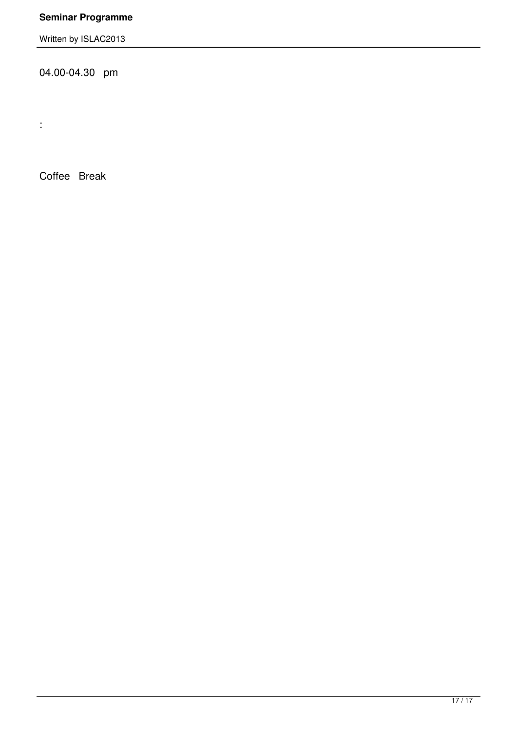04.00-04.30 pm

:

Coffee Break